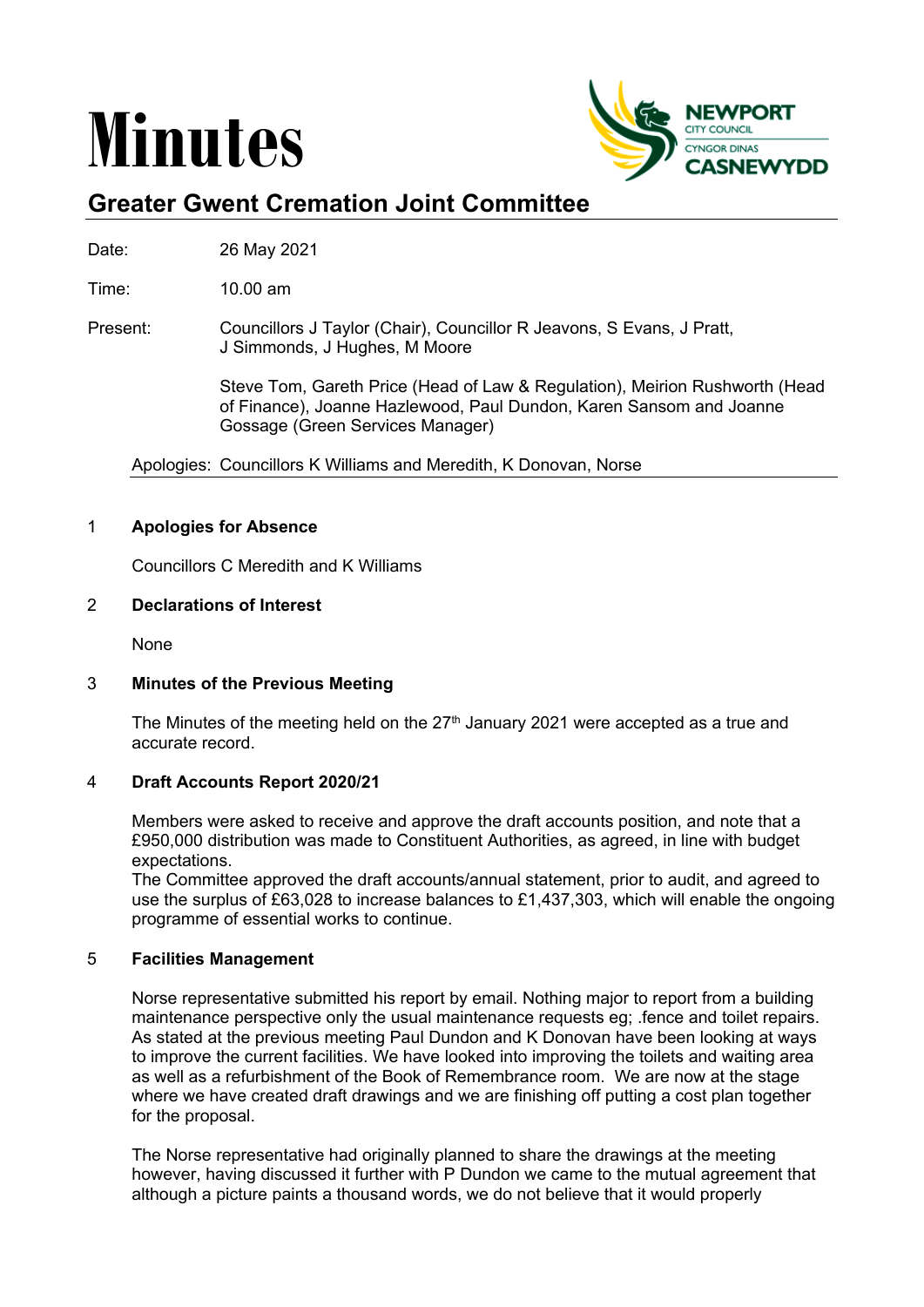# Minutes

## Greater Gwent Cremation Joint Committee

Date: 26 May 2021

Time: 10.00 am

Present: Councillors J Taylor (Chair), Councillor R Jeavons, S Evans, J Pratt, J Simmonds, J Hughes, M Moore

Steve Tom, Gareth Price (Head of Law & Regulation), Meirion Rushworth (Head of Finance), Joanne Hazlewood, Paul Dundon, Karen Sansom and Joanne Gossage (Green Services Manager)

Apologies: Councillors K Williams and Meredith, K Donovan, Norse

### 1 Apologies for Absence

Councillors C Meredith and K Williams

### 2 Declarations of Interest

None

### 3 Minutes of the Previous Meeting

The Minutes of the meeting held on the 27th January 2021 were accepted as a true and accurate record.

### 4 Draft Accounts Report 2020/21

Members were asked to receive and approve the draft accounts position, and note that a £950,000 distribution was made to Constituent Authorities, as agreed, in line with budget expectations.
The Committee approved the draft accounts/annual statement, prior to audit, and agreed to use the surplus of £63,028 to increase balances to £1,437,303, which will enable the ongoing programme of essential works to continue.

### 5 Facilities Management

Norse representative submitted his report by email. Nothing major to report from a building maintenance perspective only the usual maintenance requests eg; .fence and toilet repairs. As stated at the previous meeting Paul Dundon and K Donovan have been looking at ways to improve the current facilities. We have looked into improving the toilets and waiting area as well as a refurbishment of the Book of Remembrance room. We are now at the stage where we have created draft drawings and we are finishing off putting a cost plan together for the proposal.

The Norse representative had originally planned to share the drawings at the meeting however, having discussed it further with P Dundon we came to the mutual agreement that although a picture paints a thousand words, we do not believe that it would properly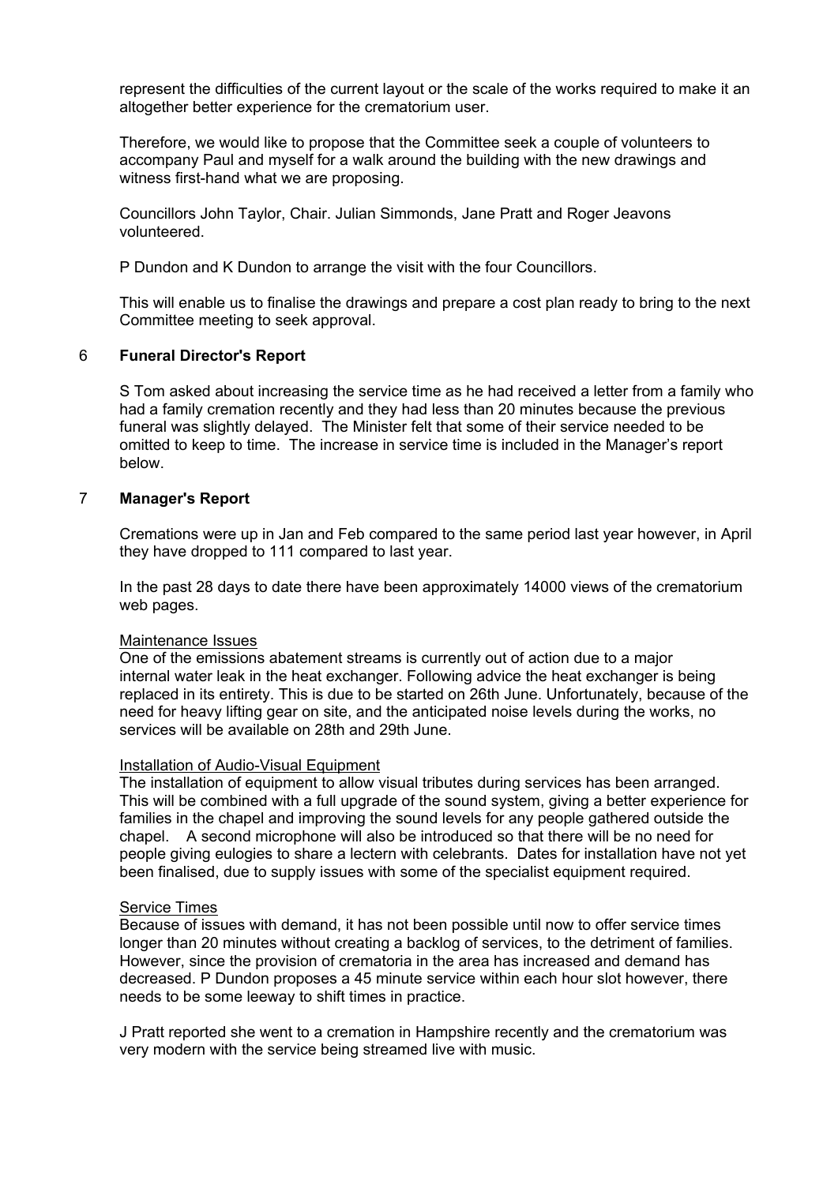represent the difficulties of the current layout or the scale of the works required to make it an altogether better experience for the crematorium user.

Therefore, we would like to propose that the Committee seek a couple of volunteers to accompany Paul and myself for a walk around the building with the new drawings and witness first-hand what we are proposing.

Councillors John Taylor, Chair. Julian Simmonds, Jane Pratt and Roger Jeavons volunteered.

P Dundon and K Dundon to arrange the visit with the four Councillors.

This will enable us to finalise the drawings and prepare a cost plan ready to bring to the next Committee meeting to seek approval.

## 6 Funeral Director's Report

S Tom asked about increasing the service time as he had received a letter from a family who had a family cremation recently and they had less than 20 minutes because the previous funeral was slightly delayed. The Minister felt that some of their service needed to be omitted to keep to time. The increase in service time is included in the Manager's report below.

## 7 Manager's Report

Cremations were up in Jan and Feb compared to the same period last year however, in April they have dropped to 111 compared to last year.

In the past 28 days to date there have been approximately 14000 views of the crematorium web pages.

### Maintenance Issues

One of the emissions abatement streams is currently out of action due to a major internal water leak in the heat exchanger. Following advice the heat exchanger is being replaced in its entirety. This is due to be started on 26th June. Unfortunately, because of the need for heavy lifting gear on site, and the anticipated noise levels during the works, no services will be available on 28th and 29th June.

### Installation of Audio-Visual Equipment

The installation of equipment to allow visual tributes during services has been arranged. This will be combined with a full upgrade of the sound system, giving a better experience for families in the chapel and improving the sound levels for any people gathered outside the chapel. A second microphone will also be introduced so that there will be no need for people giving eulogies to share a lectern with celebrants. Dates for installation have not yet been finalised, due to supply issues with some of the specialist equipment required.

### Service Times

Because of issues with demand, it has not been possible until now to offer service times longer than 20 minutes without creating a backlog of services, to the detriment of families. However, since the provision of crematoria in the area has increased and demand has decreased. P Dundon proposes a 45 minute service within each hour slot however, there needs to be some leeway to shift times in practice.

J Pratt reported she went to a cremation in Hampshire recently and the crematorium was very modern with the service being streamed live with music.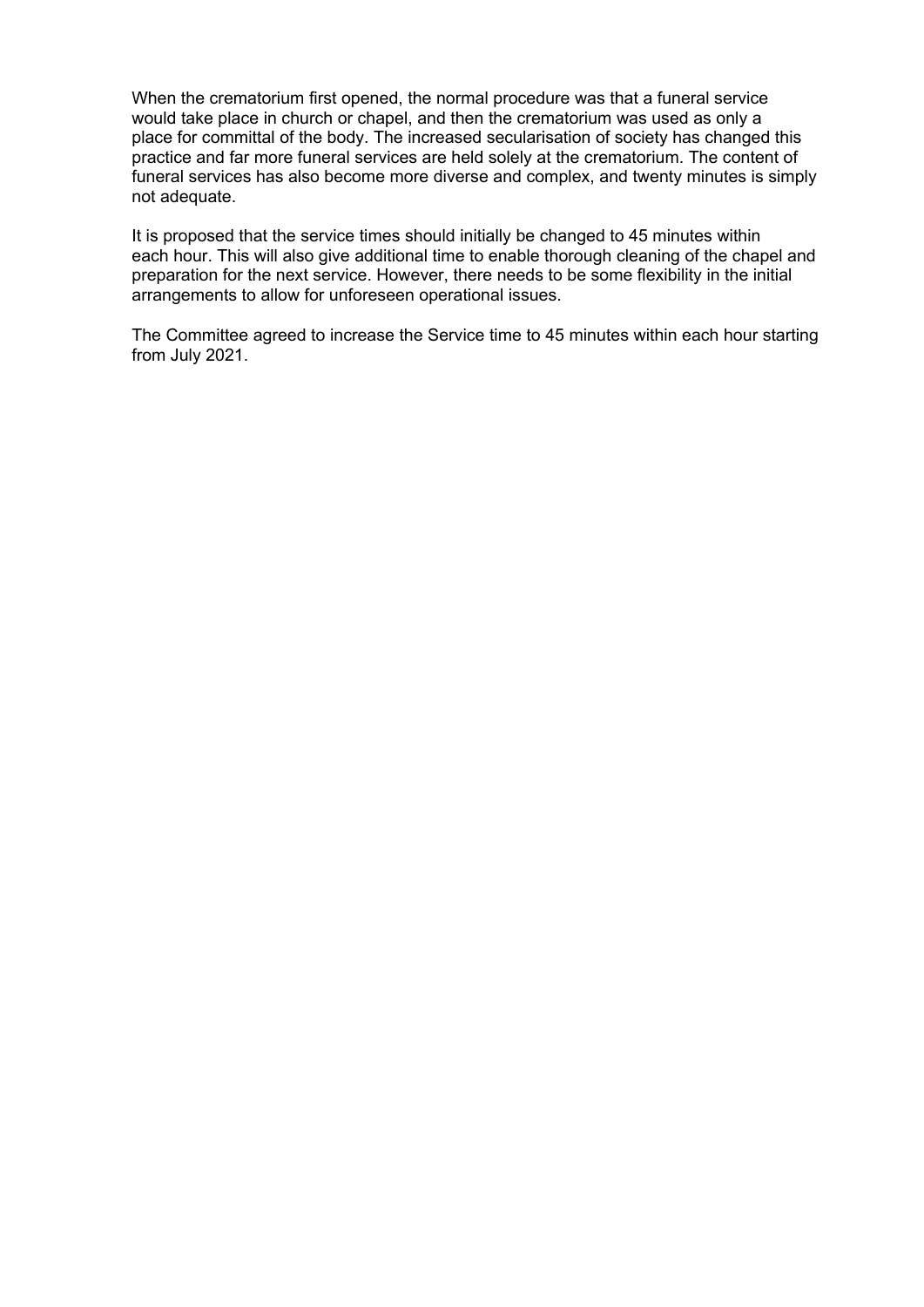When the crematorium first opened, the normal procedure was that a funeral service would take place in church or chapel, and then the crematorium was used as only a place for committal of the body. The increased secularisation of society has changed this practice and far more funeral services are held solely at the crematorium. The content of funeral services has also become more diverse and complex, and twenty minutes is simply not adequate.

It is proposed that the service times should initially be changed to 45 minutes within each hour. This will also give additional time to enable thorough cleaning of the chapel and preparation for the next service. However, there needs to be some flexibility in the initial arrangements to allow for unforeseen operational issues.

The Committee agreed to increase the Service time to 45 minutes within each hour starting from July 2021.